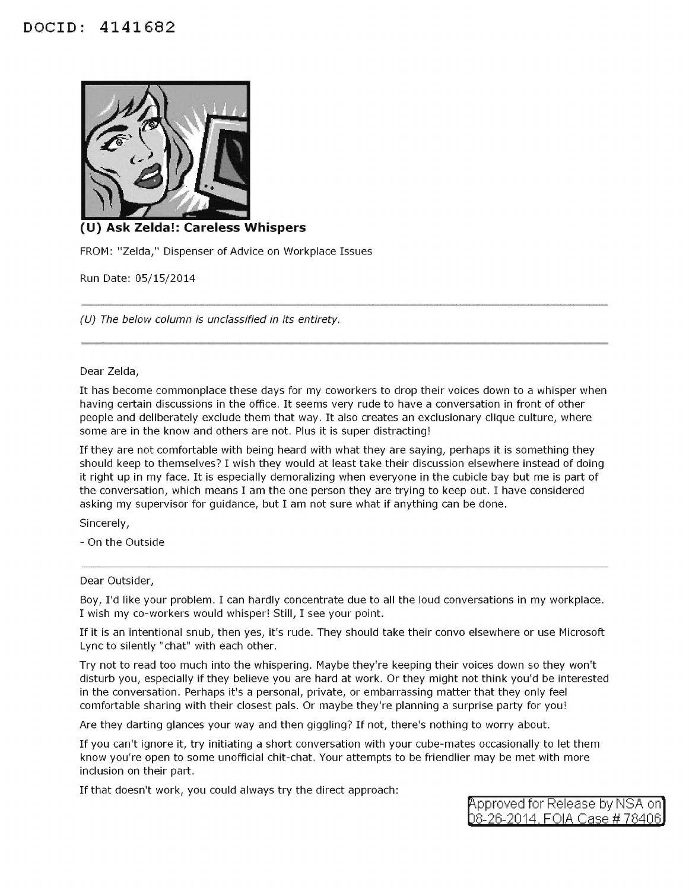DOCID: 4141682

## (U) Ask Zelda!: Careless Whispers

FROM: "Zelda," Dispenser of Advice on Workplace Issues

Run Date: 05/15/2014

---

*(U) The below column is unclassified in its entirety.*

---

Dear Zelda,

It has become commonplace these days for my coworkers to drop their voices down to a whisper when having certain discussions in the office. It seems very rude to have a conversation in front of other people and deliberately exclude them that way. It also creates an exclusionary clique culture, where some are in the know and others are not. Plus it is super distracting!

If they are not comfortable with being heard with what they are saying, perhaps it is something they should keep to themselves? I wish they would at least take their discussion elsewhere instead of doing it right up in my face. It is especially demoralizing when everyone in the cubicle bay but me is part of the conversation, which means I am the one person they are trying to keep out. I have considered asking my supervisor for guidance, but I am not sure what if anything can be done.

Sincerely,

- On the Outside

---

Dear Outsider,

Boy, I'd like your problem. I can hardly concentrate due to all the loud conversations in my workplace. I wish my co-workers would whisper! Still, I see your point.

If it is an intentional snub, then yes, it's rude. They should take their convo elsewhere or use Microsoft Lync to silently "chat" with each other.

Try not to read too much into the whispering. Maybe they're keeping their voices down so they won't disturb you, especially if they believe you are hard at work. Or they might not think you'd be interested in the conversation. Perhaps it's a personal, private, or embarrassing matter that they only feel comfortable sharing with their closest pals. Or maybe they're planning a surprise party for you!

Are they darting glances your way and then giggling? If not, there's nothing to worry about.

If you can't ignore it, try initiating a short conversation with your cube-mates occasionally to let them know you're open to some unofficial chit-chat. Your attempts to be friendlier may be met with more inclusion on their part.

If that doesn't work, you could always try the direct approach:

Approved for Release by NSA on 08-26-2014, FOIA Case # 78406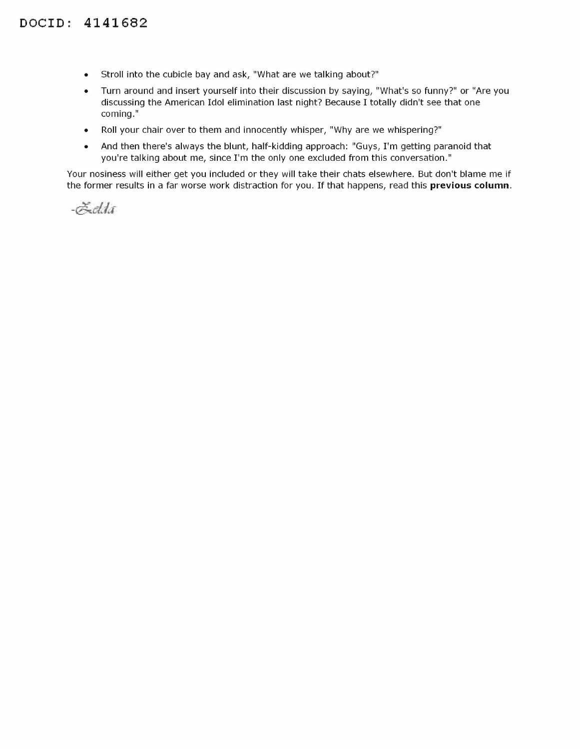- Stroll into the cubicle bay and ask, "What are we talking about?"
- Turn around and insert yourself into their discussion by saying, "What's so funny?" or "Are you discussing the American Idol elimination last night? Because I totally didn't see that one coming."
- Roll your chair over to them and innocently whisper, "Why are we whispering?"
- And then there's always the blunt, half-kidding approach: "Guys, I'm getting paranoid that you're talking about me, since I'm the only one excluded from this conversation."

Your nosiness will either get you included or they will take their chats elsewhere. But don't blame me if the former results in a far worse work distraction for you. If that happens, read this **previous column**.

-Zelda